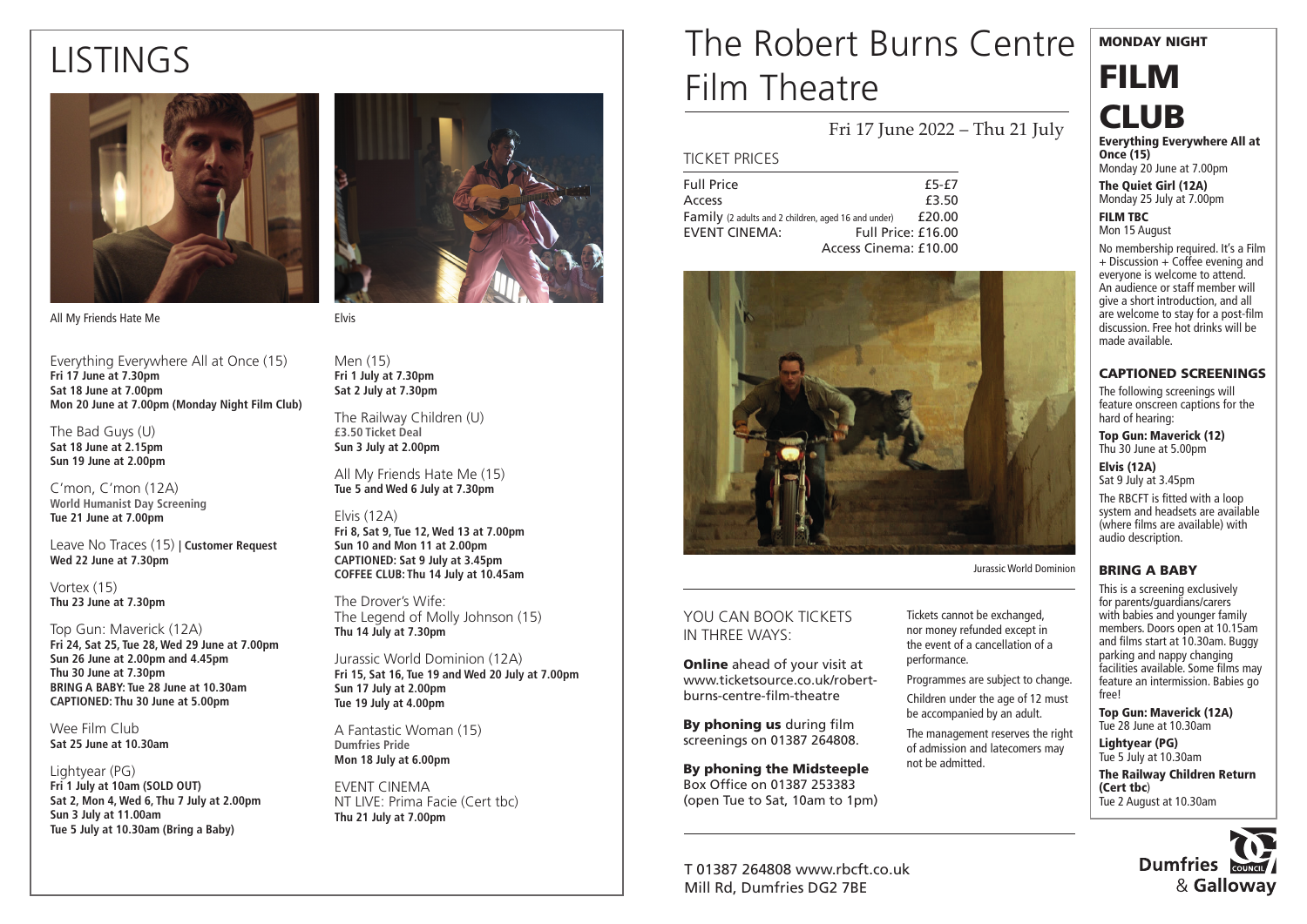# LISTINGS

All My Friends Hate Me

Elvis

Everything Everywhere All at Once (15)
**Fri 17 June at 7.30pm**
**Sat 18 June at 7.00pm**
**Mon 20 June at 7.00pm (Monday Night Film Club)**

The Bad Guys (U)
**Sat 18 June at 2.15pm**
**Sun 19 June at 2.00pm**

C'mon, C'mon (12A)
**World Humanist Day Screening**
**Tue 21 June at 7.00pm**

Leave No Traces (15) | **Customer Request**
**Wed 22 June at 7.30pm**

Vortex (15)
**Thu 23 June at 7.30pm**

Top Gun: Maverick (12A)
**Fri 24, Sat 25, Tue 28, Wed 29 June at 7.00pm**
**Sun 26 June at 2.00pm and 4.45pm**
**Thu 30 June at 7.30pm**
**BRING A BABY: Tue 28 June at 10.30am**
**CAPTIONED: Thu 30 June at 5.00pm**

Wee Film Club
**Sat 25 June at 10.30am**

Lightyear (PG)
**Fri 1 July at 10am (SOLD OUT)**
**Sat 2, Mon 4, Wed 6, Thu 7 July at 2.00pm**
**Sun 3 July at 11.00am**
**Tue 5 July at 10.30am (Bring a Baby)**

Men (15)
**Fri 1 July at 7.30pm**
**Sat 2 July at 7.30pm**

The Railway Children (U)
**£3.50 Ticket Deal**
**Sun 3 July at 2.00pm**

All My Friends Hate Me (15)
**Tue 5 and Wed 6 July at 7.30pm**

Elvis (12A)
**Fri 8, Sat 9, Tue 12, Wed 13 at 7.00pm**
**Sun 10 and Mon 11 at 2.00pm**
**CAPTIONED: Sat 9 July at 3.45pm**
**COFFEE CLUB: Thu 14 July at 10.45am**

The Drover's Wife:
The Legend of Molly Johnson (15)
**Thu 14 July at 7.30pm**

Jurassic World Dominion (12A)
**Fri 15, Sat 16, Tue 19 and Wed 20 July at 7.00pm**
**Sun 17 July at 2.00pm**
**Tue 19 July at 4.00pm**

A Fantastic Woman (15)
**Dumfries Pride**
**Mon 18 July at 6.00pm**

EVENT CINEMA
NT LIVE: Prima Facie (Cert tbc)
**Thu 21 July at 7.00pm**

# The Robert Burns Centre Film Theatre

Fri 17 June 2022 – Thu 21 July

## TICKET PRICES

| | |
|---|---|
| Full Price | £5-£7 |
| Access | £3.50 |
| Family (2 adults and 2 children, aged 16 and under) | £20.00 |
| EVENT CINEMA: | Full Price: £16.00 |
| | Access Cinema: £10.00 |

Jurassic World Dominion

## YOU CAN BOOK TICKETS IN THREE WAYS:

**Online** ahead of your visit at www.ticketsource.co.uk/robert-burns-centre-film-theatre

**By phoning us** during film screenings on 01387 264808.

**By phoning the Midsteeple** Box Office on 01387 253383 (open Tue to Sat, 10am to 1pm)

Tickets cannot be exchanged, nor money refunded except in the event of a cancellation of a performance.

Programmes are subject to change.

Children under the age of 12 must be accompanied by an adult.

The management reserves the right of admission and latecomers may not be admitted.

T 01387 264808 www.rbcft.co.uk
Mill Rd, Dumfries DG2 7BE

**MONDAY NIGHT**

# FILM CLUB

**Everything Everywhere All at Once (15)**
Monday 20 June at 7.00pm

**The Quiet Girl (12A)**
Monday 25 July at 7.00pm

**FILM TBC**
Mon 15 August

No membership required. It's a Film + Discussion + Coffee evening and everyone is welcome to attend. An audience or staff member will give a short introduction, and all are welcome to stay for a post-film discussion. Free hot drinks will be made available.

## CAPTIONED SCREENINGS

The following screenings will feature onscreen captions for the hard of hearing:

**Top Gun: Maverick (12)**
Thu 30 June at 5.00pm

**Elvis (12A)**
Sat 9 July at 3.45pm

The RBCFT is fitted with a loop system and headsets are available (where films are available) with audio description.

## BRING A BABY

This is a screening exclusively for parents/guardians/carers with babies and younger family members. Doors open at 10.15am and films start at 10.30am. Buggy parking and nappy changing facilities available. Some films may feature an intermission. Babies go free!

**Top Gun: Maverick (12A)**
Tue 28 June at 10.30am

**Lightyear (PG)**
Tue 5 July at 10.30am

**The Railway Children Return (Cert tbc)**
Tue 2 August at 10.30am

Dumfries & Galloway Council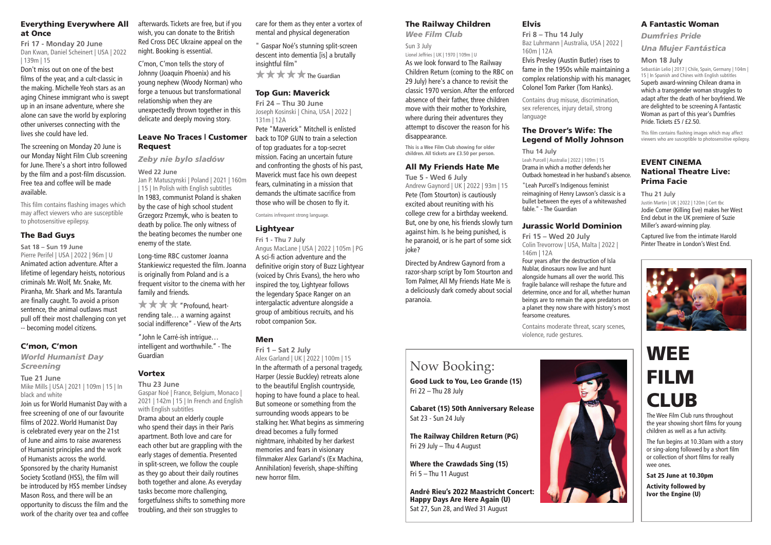## Everything Everywhere All at Once

**Fri 17 - Monday 20 June**
Dan Kwan, Daniel Scheinert | USA | 2022 | 139m | 15

Don't miss out on one of the best films of the year, and a cult-classic in the making. Michelle Yeoh stars as an aging Chinese immigrant who is swept up in an insane adventure, where she alone can save the world by exploring other universes connecting with the lives she could have led.

The screening on Monday 20 June is our Monday Night Film Club screening for June. There's a short intro followed by the film and a post-film discussion. Free tea and coffee will be made available.

This film contains flashing images which may affect viewers who are susceptible to photosensitive epilepsy.

## The Bad Guys

**Sat 18 – Sun 19 June**
Pierre Perifel | USA | 2022 | 96m | U

Animated action adventure. After a lifetime of legendary heists, notorious criminals Mr. Wolf, Mr. Snake, Mr. Piranha, Mr. Shark and Ms. Tarantula are finally caught. To avoid a prison sentence, the animal outlaws must pull off their most challenging con yet -- becoming model citizens.

## C'mon, C'mon

### *World Humanist Day Screening*

**Tue 21 June**
Mike Mills | USA | 2021 | 109m | 15 | In black and white

Join us for World Humanist Day with a free screening of one of our favourite films of 2022. World Humanist Day is celebrated every year on the 21st of June and aims to raise awareness of Humanist principles and the work of Humanists across the world. Sponsored by the charity Humanist Society Scotland (HSS), the film will be introduced by HSS member Lindsey Mason Ross, and there will be an opportunity to discuss the film and the work of the charity over tea and coffee afterwards. Tickets are free, but if you wish, you can donate to the British Red Cross DEC Ukraine appeal on the night. Booking is essential.

C'mon, C'mon tells the story of Johnny (Joaquin Phoenix) and his young nephew (Woody Norman) who forge a tenuous but transformational relationship when they are unexpectedly thrown together in this delicate and deeply moving story.

## Leave No Traces | Customer Request

### *Zeby nie bylo sladów*

**Wed 22 June**
Jan P. Matuszynski | Poland | 2021 | 160m | 15 | In Polish with English subtitles

In 1983, communist Poland is shaken by the case of high school student Grzegorz Przemyk, who is beaten to death by police. The only witness of the beating becomes the number one enemy of the state.

Long-time RBC customer Joanna Stankiewicz requested the film. Joanna is originally from Poland and is a frequent visitor to the cinema with her family and friends.

★★★★ "Profound, heart-rending tale… a warning against social indifference" - View of the Arts

"John le Carré-ish intrigue… intelligent and worthwhile." - The Guardian

## Vortex

**Thu 23 June**
Gaspar Noé | France, Belgium, Monaco | 2021 | 142m | 15 | In French and English with English subtitles

Drama about an elderly couple who spend their days in their Paris apartment. Both love and care for each other but are grappling with the early stages of dementia. Presented in split-screen, we follow the couple as they go about their daily routines both together and alone. As everyday tasks become more challenging, forgetfulness shifts to something more troubling, and their son struggles to care for them as they enter a vortex of mental and physical degeneration

" Gaspar Noé's stunning split-screen descent into dementia [is] a brutally insightful film"
★★★★★ The Guardian

## Top Gun: Maverick

**Fri 24 – Thu 30 June**
Joseph Kosinski | China, USA | 2022 | 131m | 12A

Pete "Maverick" Mitchell is enlisted back to TOP GUN to train a selection of top graduates for a top-secret mission. Facing an uncertain future and confronting the ghosts of his past, Maverick must face his own deepest fears, culminating in a mission that demands the ultimate sacrifice from those who will be chosen to fly it.

Contains infrequent strong language.

## Lightyear

**Fri 1 - Thu 7 July**
Angus MacLane | USA | 2022 | 105m | PG

A sci-fi action adventure and the definitive origin story of Buzz Lightyear (voiced by Chris Evans), the hero who inspired the toy, Lightyear follows the legendary Space Ranger on an intergalactic adventure alongside a group of ambitious recruits, and his robot companion Sox.

## Men

**Fri 1 – Sat 2 July**
Alex Garland | UK | 2022 | 100m | 15

In the aftermath of a personal tragedy, Harper (Jessie Buckley) retreats alone to the beautiful English countryside, hoping to have found a place to heal. But someone or something from the surrounding woods appears to be stalking her. What begins as simmering dread becomes a fully formed nightmare, inhabited by her darkest memories and fears in visionary filmmaker Alex Garland's (Ex Machina, Annihilation) feverish, shape-shifting new horror film.

## The Railway Children

### *Wee Film Club*

Sun 3 July
Lionel Jeffries | UK | 1970 | 109m | U

As we look forward to The Railway Children Return (coming to the RBC on 29 July) here's a chance to revisit the classic 1970 version. After the enforced absence of their father, three children move with their mother to Yorkshire, where during their adventures they attempt to discover the reason for his disappearance.

**This is a Wee Film Club showing for older children. All tickets are £3.50 per person.**

## All My Friends Hate Me

**Tue 5 - Wed 6 July**
Andrew Gaynord | UK | 2022 | 93m | 15

Pete (Tom Stourton) is cautiously excited about reuniting with his college crew for a birthday weekend. But, one by one, his friends slowly turn against him. Is he being punished, is he paranoid, or is he part of some sick joke?

Directed by Andrew Gaynord from a razor-sharp script by Tom Stourton and Tom Palmer, All My Friends Hate Me is a deliciously dark comedy about social paranoia.

## Elvis

**Fri 8 – Thu 14 July**
Baz Luhrmann | Australia, USA | 2022 | 160m | 12A

Elvis Presley (Austin Butler) rises to fame in the 1950s while maintaining a complex relationship with his manager, Colonel Tom Parker (Tom Hanks).

Contains drug misuse, discrimination, sex references, injury detail, strong language

## The Drover's Wife: The Legend of Molly Johnson

**Thu 14 July**
Leah Purcell | Australia | 2022 | 109m | 15

Drama in which a mother defends her Outback homestead in her husband's absence.

"Leah Purcell's Indigenous feminist reimagining of Henry Lawson's classic is a bullet between the eyes of a whitewashed fable." - The Guardian

## Jurassic World Dominion

**Fri 15 – Wed 20 July**
Colin Trevorrow | USA, Malta | 2022 | 146m | 12A

Four years after the destruction of Isla Nublar, dinosaurs now live and hunt alongside humans all over the world. This fragile balance will reshape the future and determine, once and for all, whether human beings are to remain the apex predators on a planet they now share with history's most fearsome creatures.

Contains moderate threat, scary scenes, violence, rude gestures.

## A Fantastic Woman

### *Dumfries Pride*

### *Una Mujer Fantástica*

**Mon 18 July**
Sebastián Lelio | 2017 | Chile, Spain, Germany | 104m | 15 | In Spanish and Chines with English subtitles

Superb award-winning Chilean drama in which a transgender woman struggles to adapt after the death of her boyfriend. We are delighted to be screening A Fantastic Woman as part of this year's Dumfries Pride. Tickets £5 / £2.50.

This film contains flashing images which may affect viewers who are susceptible to photosensitive epilepsy.

## EVENT CINEMA National Theatre Live: Prima Facie

**Thu 21 July**
Justin Martin | UK | 2022 | 120m | Cert tbc

Jodie Comer (Killing Eve) makes her West End debut in the UK premiere of Suzie Miller's award-winning play.

Captured live from the intimate Harold Pinter Theatre in London's West End.

# Now Booking:

**Good Luck to You, Leo Grande (15)**
Fri 22 – Thu 28 July

**Cabaret (15) 50th Anniversary Release**
Sat 23 - Sun 24 July

**The Railway Children Return (PG)**
Fri 29 July – Thu 4 August

**Where the Crawdads Sing (15)**
Fri 5 – Thu 11 August

**André Rieu's 2022 Maastricht Concert: Happy Days Are Here Again (U)**
Sat 27, Sun 28, and Wed 31 August

# WEE FILM CLUB

The Wee Film Club runs throughout the year showing short films for young children as well as a fun activity.

The fun begins at 10.30am with a story or sing-along followed by a short film or collection of short films for really wee ones.

**Sat 25 June at 10.30pm**

**Activity followed by Ivor the Engine (U)**